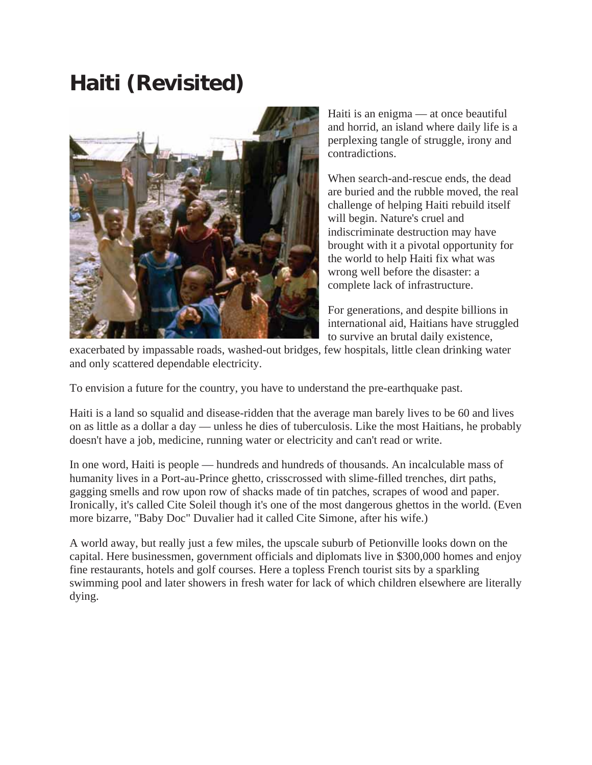# Haiti (Revisited)

Haiti is an enigma — at once beautiful and horrid, an island where daily life is a perplexing tangle of struggle, irony and contradictions.

When search-and-rescue ends, the dead are buried and the rubble moved, the real challenge of helping Haiti rebuild itself will begin. Nature's cruel and indiscriminate destruction may have brought with it a pivotal opportunity for the world to help Haiti fix what was wrong well before the disaster: a complete lack of infrastructure.

For generations, and despite billions in international aid, Haitians have struggled to survive an brutal daily existence, exacerbated by impassable roads, washed-out bridges, few hospitals, little clean drinking water and only scattered dependable electricity.

To envision a future for the country, you have to understand the pre-earthquake past.

Haiti is a land so squalid and disease-ridden that the average man barely lives to be 60 and lives on as little as a dollar a day — unless he dies of tuberculosis. Like the most Haitians, he probably doesn't have a job, medicine, running water or electricity and can't read or write.

In one word, Haiti is people — hundreds and hundreds of thousands. An incalculable mass of humanity lives in a Port-au-Prince ghetto, crisscrossed with slime-filled trenches, dirt paths, gagging smells and row upon row of shacks made of tin patches, scrapes of wood and paper. Ironically, it's called Cite Soleil though it's one of the most dangerous ghettos in the world. (Even more bizarre, "Baby Doc" Duvalier had it called Cite Simone, after his wife.)

A world away, but really just a few miles, the upscale suburb of Petionville looks down on the capital. Here businessmen, government officials and diplomats live in $300,000 homes and enjoy fine restaurants, hotels and golf courses. Here a topless French tourist sits by a sparkling swimming pool and later showers in fresh water for lack of which children elsewhere are literally dying.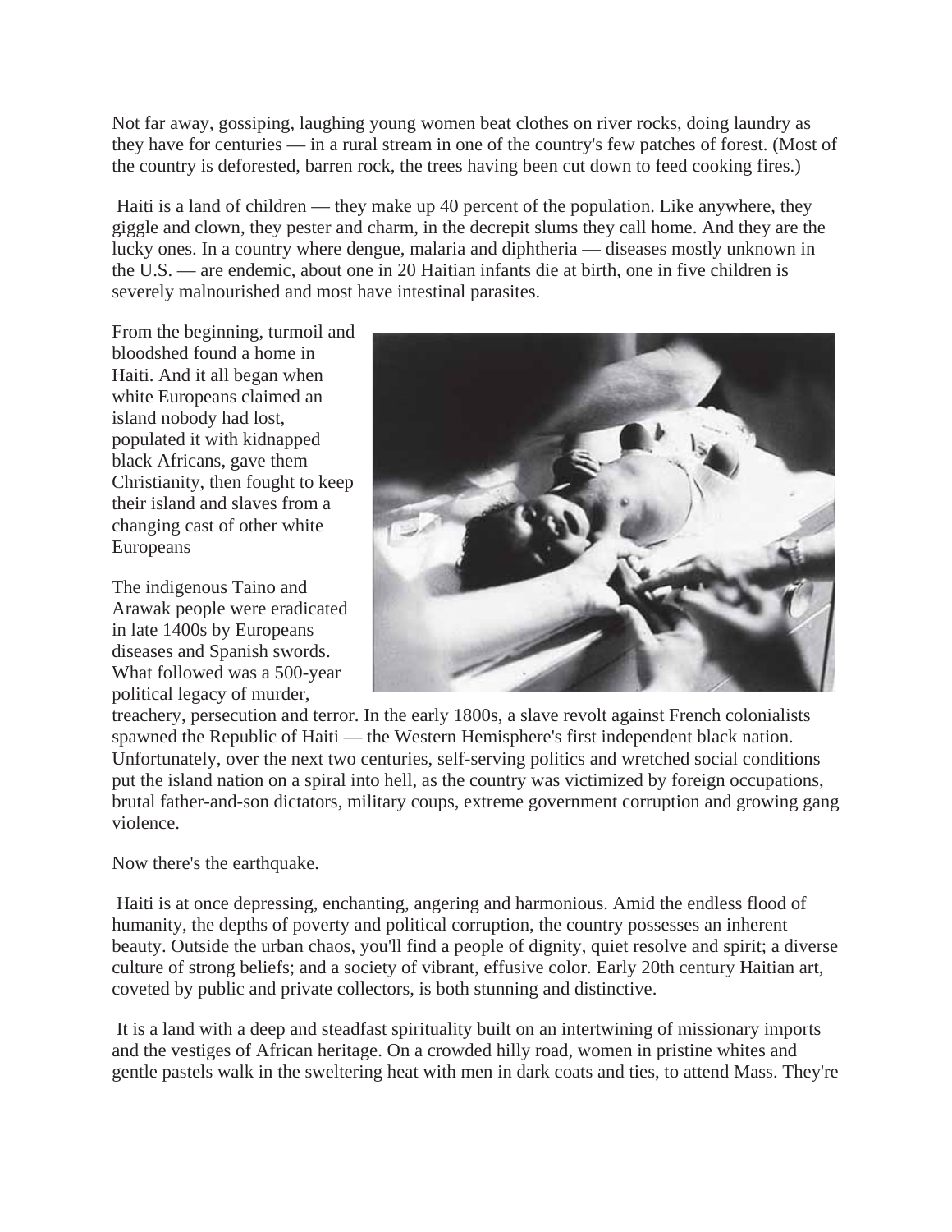Not far away, gossiping, laughing young women beat clothes on river rocks, doing laundry as they have for centuries — in a rural stream in one of the country's few patches of forest. (Most of the country is deforested, barren rock, the trees having been cut down to feed cooking fires.)

Haiti is a land of children — they make up 40 percent of the population. Like anywhere, they giggle and clown, they pester and charm, in the decrepit slums they call home. And they are the lucky ones. In a country where dengue, malaria and diphtheria — diseases mostly unknown in the U.S. — are endemic, about one in 20 Haitian infants die at birth, one in five children is severely malnourished and most have intestinal parasites.

From the beginning, turmoil and bloodshed found a home in Haiti. And it all began when white Europeans claimed an island nobody had lost, populated it with kidnapped black Africans, gave them Christianity, then fought to keep their island and slaves from a changing cast of other white Europeans

The indigenous Taino and Arawak people were eradicated in late 1400s by Europeans diseases and Spanish swords. What followed was a 500-year political legacy of murder, treachery, persecution and terror. In the early 1800s, a slave revolt against French colonialists spawned the Republic of Haiti — the Western Hemisphere's first independent black nation. Unfortunately, over the next two centuries, self-serving politics and wretched social conditions put the island nation on a spiral into hell, as the country was victimized by foreign occupations, brutal father-and-son dictators, military coups, extreme government corruption and growing gang violence.

Now there's the earthquake.

Haiti is at once depressing, enchanting, angering and harmonious. Amid the endless flood of humanity, the depths of poverty and political corruption, the country possesses an inherent beauty. Outside the urban chaos, you'll find a people of dignity, quiet resolve and spirit; a diverse culture of strong beliefs; and a society of vibrant, effusive color. Early 20th century Haitian art, coveted by public and private collectors, is both stunning and distinctive.

It is a land with a deep and steadfast spirituality built on an intertwining of missionary imports and the vestiges of African heritage. On a crowded hilly road, women in pristine whites and gentle pastels walk in the sweltering heat with men in dark coats and ties, to attend Mass. They're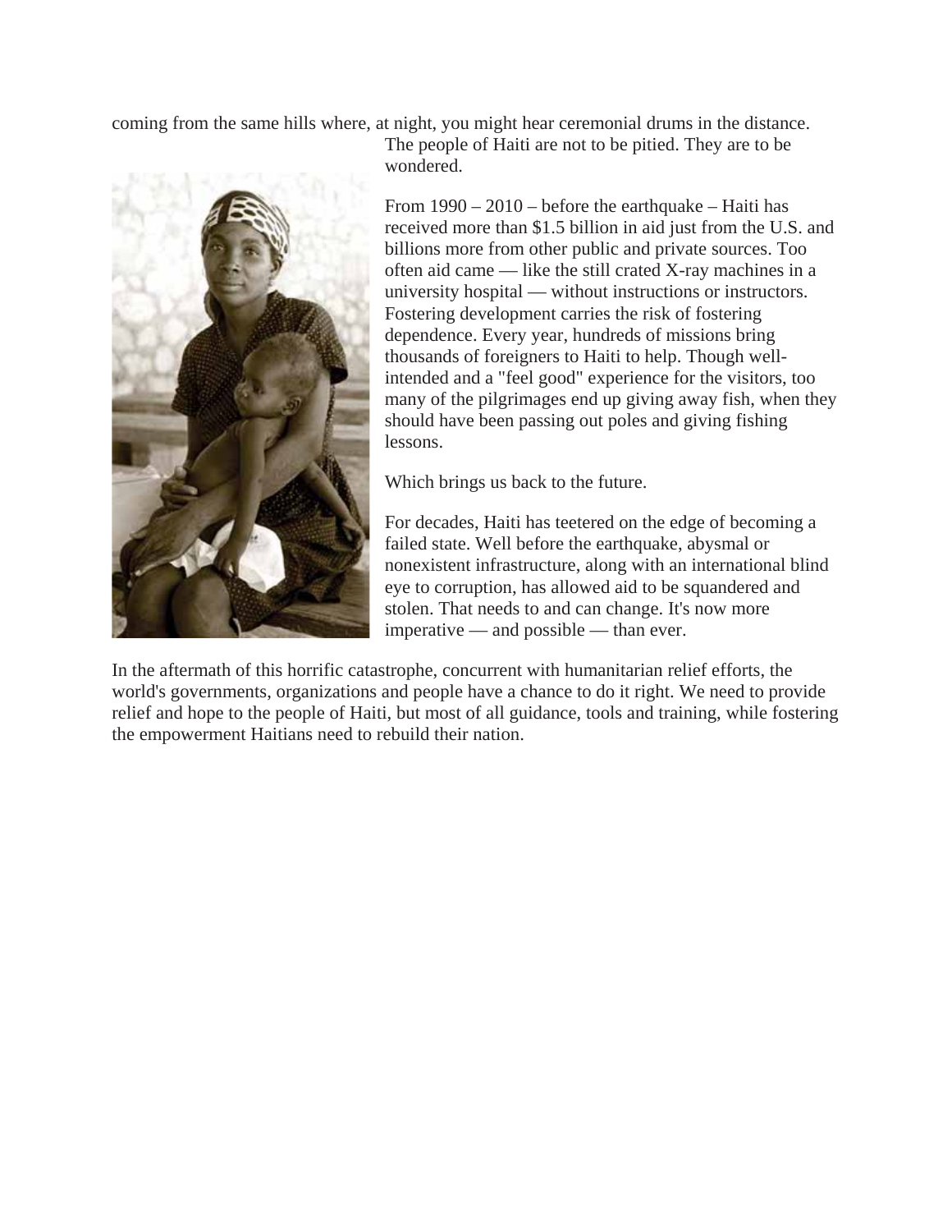coming from the same hills where, at night, you might hear ceremonial drums in the distance.

The people of Haiti are not to be pitied. They are to be wondered.

From 1990 – 2010 – before the earthquake – Haiti has received more than $1.5 billion in aid just from the U.S. and billions more from other public and private sources. Too often aid came — like the still crated X-ray machines in a university hospital — without instructions or instructors. Fostering development carries the risk of fostering dependence. Every year, hundreds of missions bring thousands of foreigners to Haiti to help. Though well-intended and a "feel good" experience for the visitors, too many of the pilgrimages end up giving away fish, when they should have been passing out poles and giving fishing lessons.

Which brings us back to the future.

For decades, Haiti has teetered on the edge of becoming a failed state. Well before the earthquake, abysmal or nonexistent infrastructure, along with an international blind eye to corruption, has allowed aid to be squandered and stolen. That needs to and can change. It's now more imperative — and possible — than ever.

In the aftermath of this horrific catastrophe, concurrent with humanitarian relief efforts, the world's governments, organizations and people have a chance to do it right. We need to provide relief and hope to the people of Haiti, but most of all guidance, tools and training, while fostering the empowerment Haitians need to rebuild their nation.